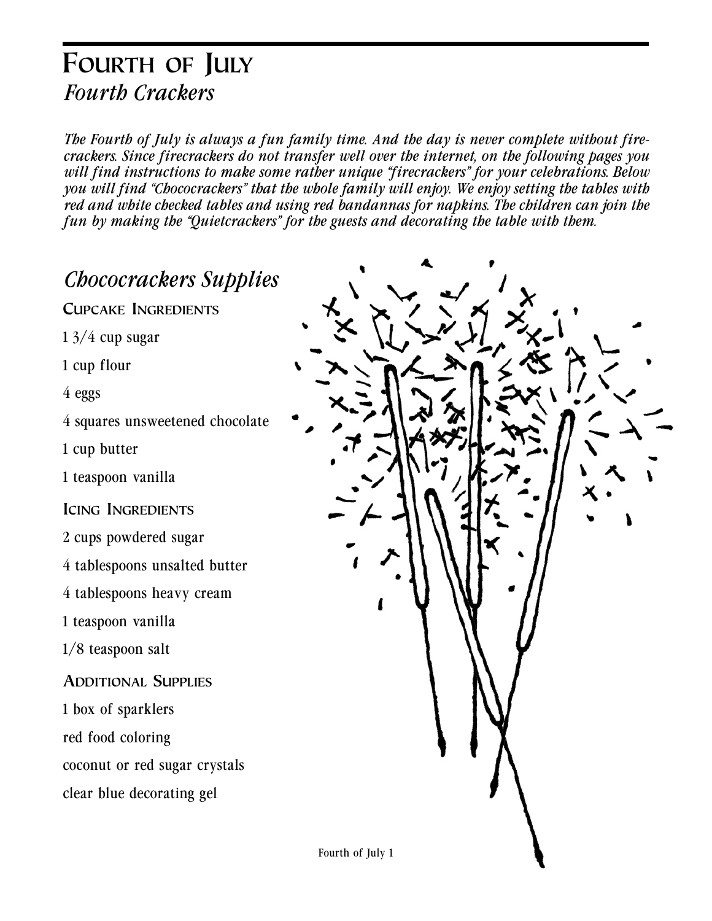# Fourth of July

## *Fourth Crackers*

*The Fourth of July is always a fun family time. And the day is never complete without firecrackers. Since firecrackers do not transfer well over the internet, on the following pages you will find instructions to make some rather unique "firecrackers" for your celebrations. Below you will find "Chococrackers" that the whole family will enjoy. We enjoy setting the tables with red and white checked tables and using red bandannas for napkins. The children can join the fun by making the "Quietcrackers" for the guests and decorating the table with them.*

## *Chococrackers Supplies*

### Cupcake Ingredients

1 3/4 cup sugar

1 cup flour

4 eggs

4 squares unsweetened chocolate

1 cup butter

1 teaspoon vanilla

### Icing Ingredients

2 cups powdered sugar

4 tablespoons unsalted butter

4 tablespoons heavy cream

1 teaspoon vanilla

1/8 teaspoon salt

### Additional Supplies

1 box of sparklers

red food coloring

coconut or red sugar crystals

clear blue decorating gel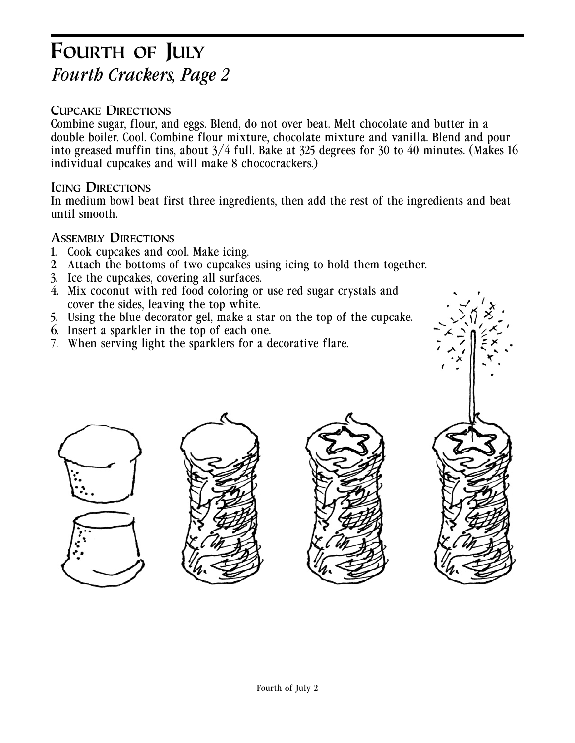# Fourth of July

*Fourth Crackers, Page 2*

### Cupcake Directions

Combine sugar, flour, and eggs. Blend, do not over beat. Melt chocolate and butter in a double boiler. Cool. Combine flour mixture, chocolate mixture and vanilla. Blend and pour into greased muffin tins, about 3/4 full. Bake at 325 degrees for 30 to 40 minutes. (Makes 16 individual cupcakes and will make 8 chococrackers.)

### Icing Directions

In medium bowl beat first three ingredients, then add the rest of the ingredients and beat until smooth.

### Assembly Directions

1. Cook cupcakes and cool. Make icing.
2. Attach the bottoms of two cupcakes using icing to hold them together.
3. Ice the cupcakes, covering all surfaces.
4. Mix coconut with red food coloring or use red sugar crystals and cover the sides, leaving the top white.
5. Using the blue decorator gel, make a star on the top of the cupcake.
6. Insert a sparkler in the top of each one.
7. When serving light the sparklers for a decorative flare.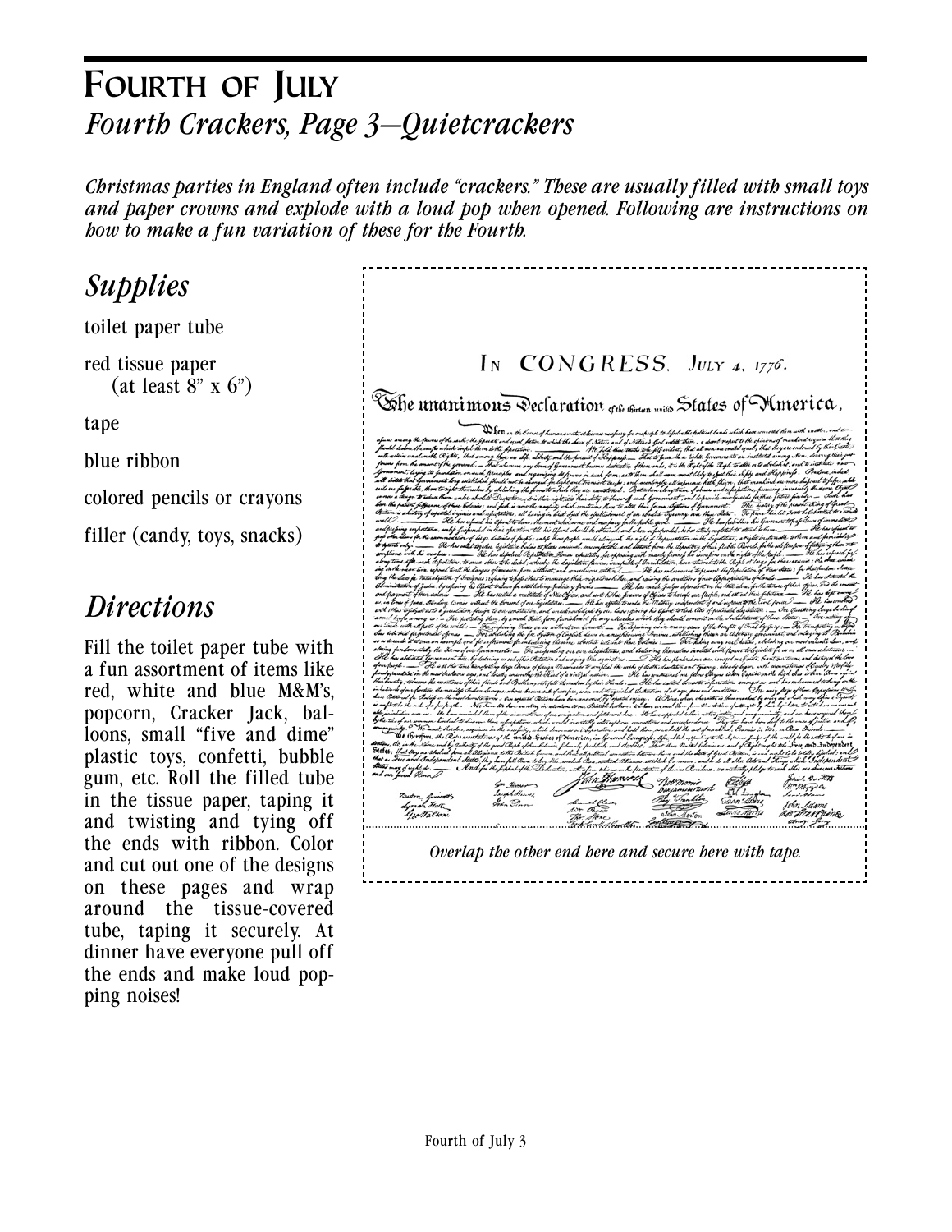# Fourth of July

## *Fourth Crackers, Page 3—Quietcrackers*

*Christmas parties in England often include "crackers." These are usually filled with small toys and paper crowns and explode with a loud pop when opened. Following are instructions on how to make a fun variation of these for the Fourth.*

## *Supplies*

toilet paper tube

red tissue paper (at least 8" x 6")

tape

blue ribbon

colored pencils or crayons

filler (candy, toys, snacks)

## *Directions*

Fill the toilet paper tube with a fun assortment of items like red, white and blue M&M's, popcorn, Cracker Jack, balloons, small "five and dime" plastic toys, confetti, bubble gum, etc. Roll the filled tube in the tissue paper, taping it and twisting and tying off the ends with ribbon. Color and cut out one of the designs on these pages and wrap around the tissue-covered tube, taping it securely. At dinner have everyone pull off the ends and make loud popping noises!

IN CONGRESS. JULY 4, 1776.

The unanimous Declaration of the thirteen united States of America,

*Overlap the other end here and secure here with tape.*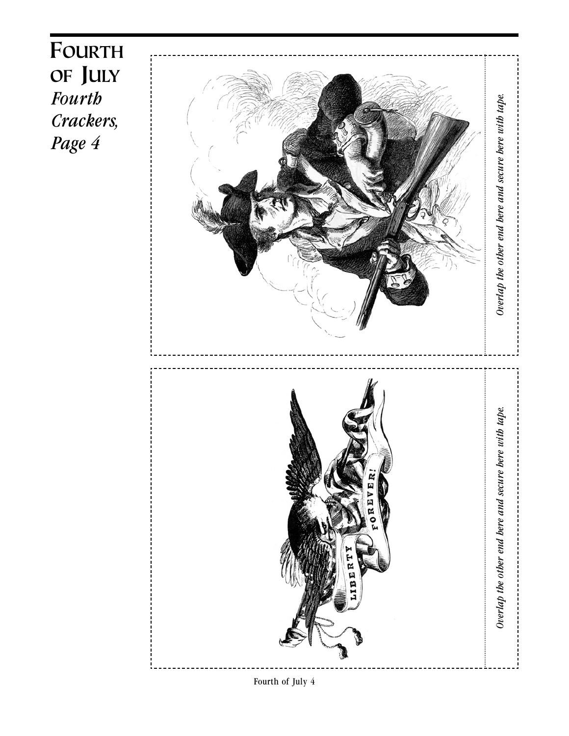# Fourth of July

*Fourth Crackers, Page 4*

*Overlap the other end here and secure here with tape.*

*Overlap the other end here and secure here with tape.*